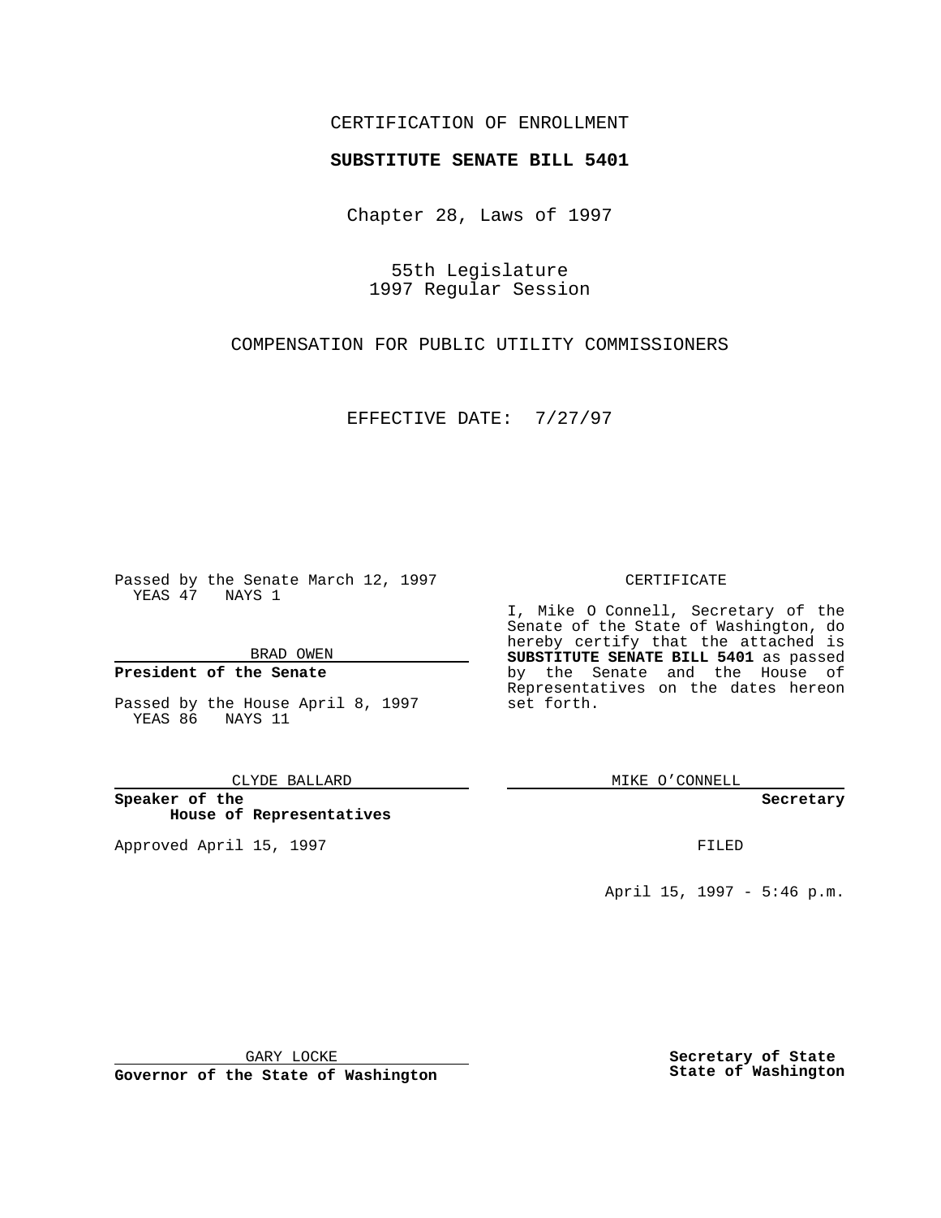CERTIFICATION OF ENROLLMENT

**SUBSTITUTE SENATE BILL 5401**

Chapter 28, Laws of 1997

55th Legislature
1997 Regular Session

COMPENSATION FOR PUBLIC UTILITY COMMISSIONERS

EFFECTIVE DATE: 7/27/97

Passed by the Senate March 12, 1997
YEAS 47 NAYS 1

BRAD OWEN

**President of the Senate**

Passed by the House April 8, 1997
YEAS 86 NAYS 11

CLYDE BALLARD

**Speaker of the House of Representatives**

Approved April 15, 1997

GARY LOCKE

**Governor of the State of Washington**

CERTIFICATE

I, Mike O Connell, Secretary of the Senate of the State of Washington, do hereby certify that the attached is **SUBSTITUTE SENATE BILL 5401** as passed by the Senate and the House of Representatives on the dates hereon set forth.

MIKE O'CONNELL

**Secretary**

FILED

April 15, 1997 - 5:46 p.m.

**Secretary of State**
**State of Washington**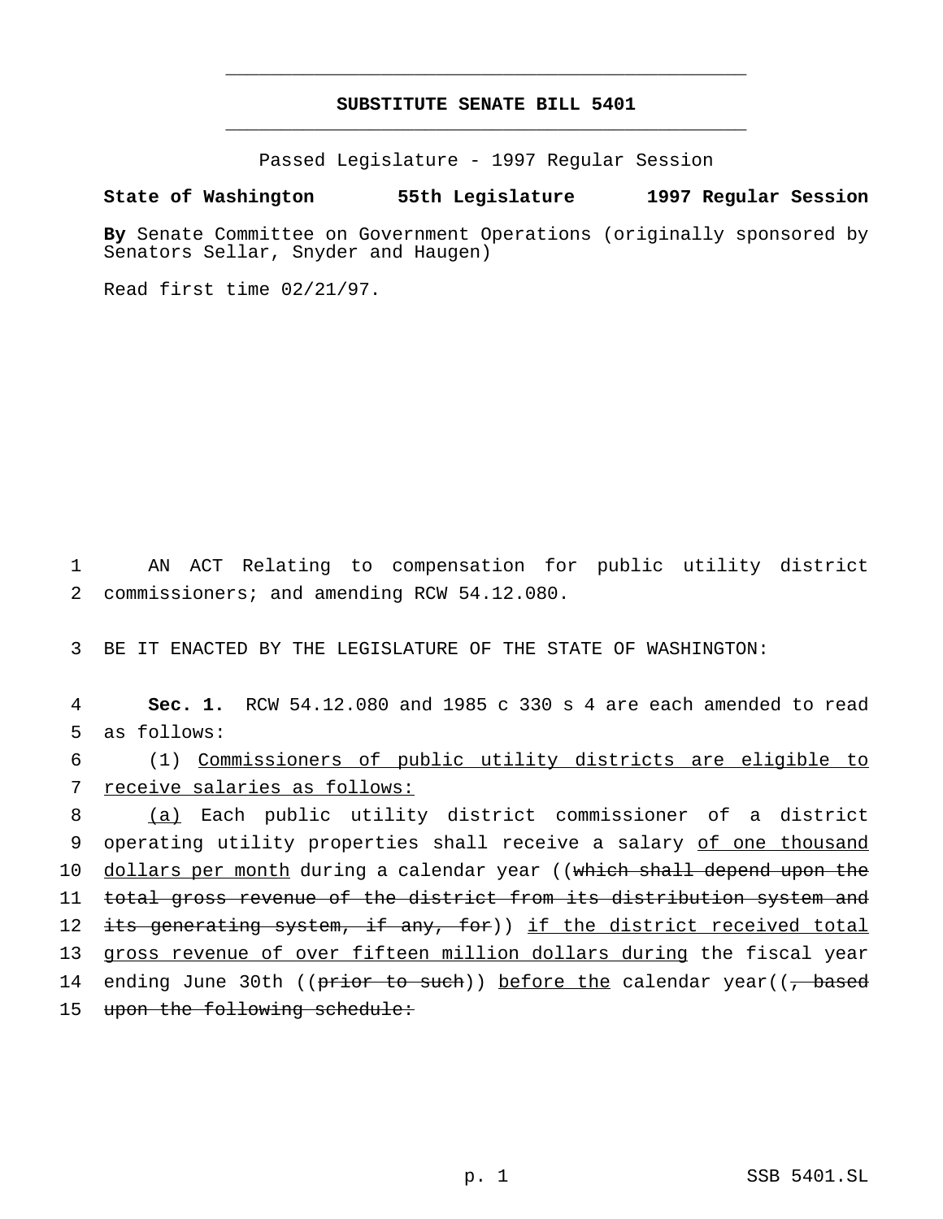# SUBSTITUTE SENATE BILL 5401

Passed Legislature - 1997 Regular Session

**State of Washington 55th Legislature 1997 Regular Session**

**By** Senate Committee on Government Operations (originally sponsored by Senators Sellar, Snyder and Haugen)

Read first time 02/21/97.

1 AN ACT Relating to compensation for public utility district
2 commissioners; and amending RCW 54.12.080.

3 BE IT ENACTED BY THE LEGISLATURE OF THE STATE OF WASHINGTON:

4 **Sec. 1.** RCW 54.12.080 and 1985 c 330 s 4 are each amended to read
5 as follows:

6 (1) Commissioners of public utility districts are eligible to
7 receive salaries as follows:

8 (a) Each public utility district commissioner of a district
9 operating utility properties shall receive a salary of one thousand
10 dollars per month during a calendar year ((which shall depend upon the
11 total gross revenue of the district from its distribution system and
12 its generating system, if any, for)) if the district received total
13 gross revenue of over fifteen million dollars during the fiscal year
14 ending June 30th ((prior to such)) before the calendar year((, based
15 upon the following schedule: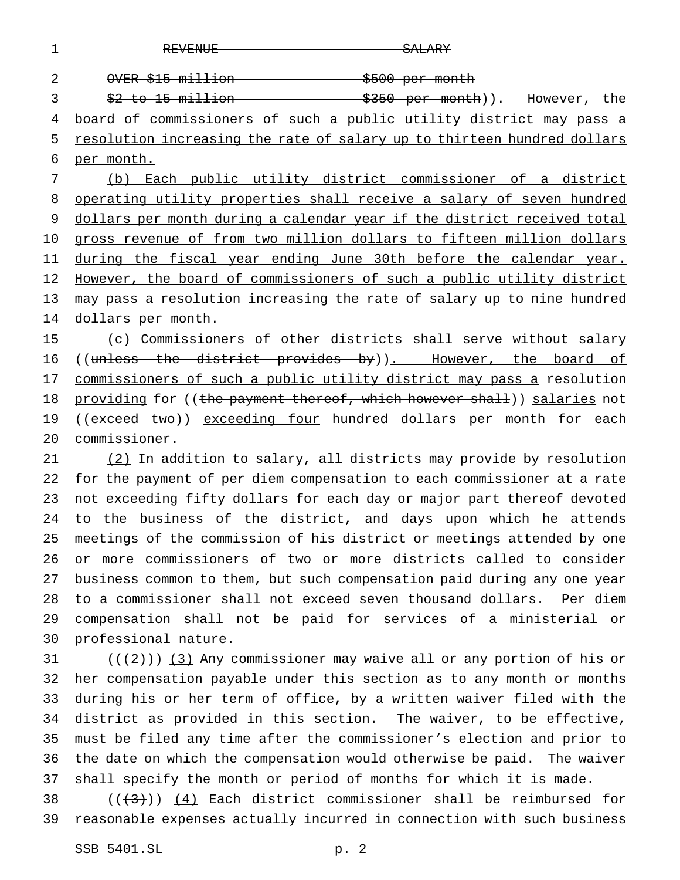~~REVENUE SALARY~~

~~OVER $15 million $500 per month~~

~~$2 to 15 million $350 per month~~)). However, the board of commissioners of such a public utility district may pass a resolution increasing the rate of salary up to thirteen hundred dollars per month.

(b) Each public utility district commissioner of a district operating utility properties shall receive a salary of seven hundred dollars per month during a calendar year if the district received total gross revenue of from two million dollars to fifteen million dollars during the fiscal year ending June 30th before the calendar year. However, the board of commissioners of such a public utility district may pass a resolution increasing the rate of salary up to nine hundred dollars per month.

(c) Commissioners of other districts shall serve without salary ((~~unless the district provides by~~)). However, the board of commissioners of such a public utility district may pass a resolution providing for ((~~the payment thereof, which however shall~~)) salaries not ((~~exceed two~~)) exceeding four hundred dollars per month for each commissioner.

(2) In addition to salary, all districts may provide by resolution for the payment of per diem compensation to each commissioner at a rate not exceeding fifty dollars for each day or major part thereof devoted to the business of the district, and days upon which he attends meetings of the commission of his district or meetings attended by one or more commissioners of two or more districts called to consider business common to them, but such compensation paid during any one year to a commissioner shall not exceed seven thousand dollars. Per diem compensation shall not be paid for services of a ministerial or professional nature.

((~~(2)~~)) (3) Any commissioner may waive all or any portion of his or her compensation payable under this section as to any month or months during his or her term of office, by a written waiver filed with the district as provided in this section. The waiver, to be effective, must be filed any time after the commissioner's election and prior to the date on which the compensation would otherwise be paid. The waiver shall specify the month or period of months for which it is made.

((~~(3)~~)) (4) Each district commissioner shall be reimbursed for reasonable expenses actually incurred in connection with such business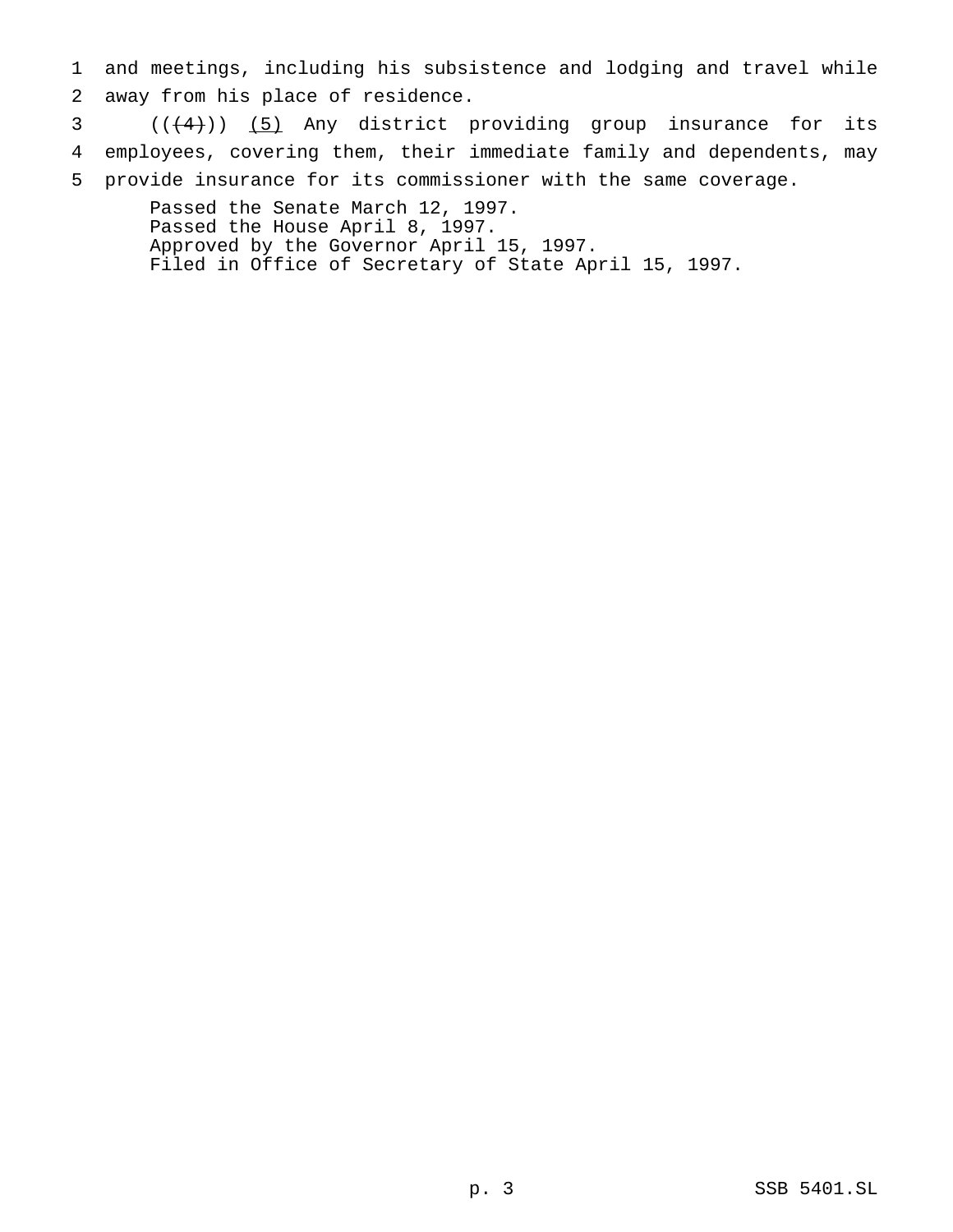and meetings, including his subsistence and lodging and travel while away from his place of residence.

(((4))) (5) Any district providing group insurance for its employees, covering them, their immediate family and dependents, may provide insurance for its commissioner with the same coverage.

Passed the Senate March 12, 1997.
Passed the House April 8, 1997.
Approved by the Governor April 15, 1997.
Filed in Office of Secretary of State April 15, 1997.